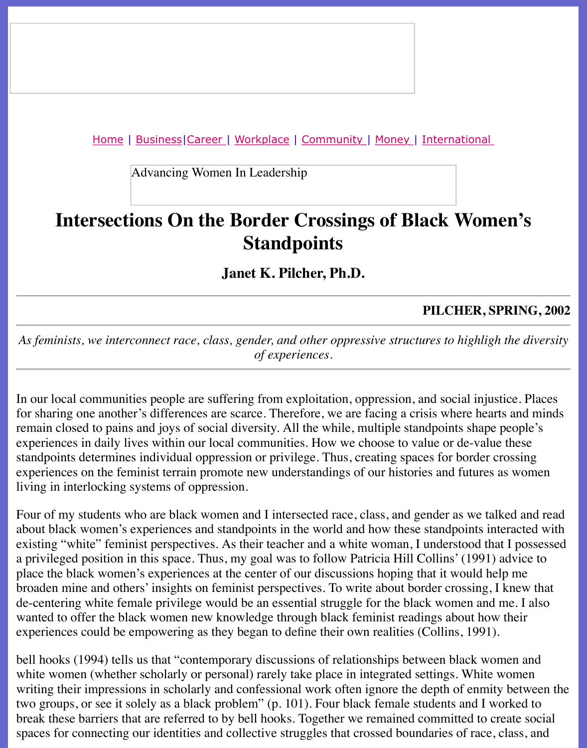Home | Business|Career | Workplace | Community | Money | International

Advancing Women In Leadership

# Intersections On the Border Crossings of Black Women's Standpoints

**Janet K. Pilcher, Ph.D.**

---

**PILCHER, SPRING, 2002**

---

*As feminists, we interconnect race, class, gender, and other oppressive structures to highligh the diversity of experiences.*

---

In our local communities people are suffering from exploitation, oppression, and social injustice. Places for sharing one another's differences are scarce. Therefore, we are facing a crisis where hearts and minds remain closed to pains and joys of social diversity. All the while, multiple standpoints shape people's experiences in daily lives within our local communities. How we choose to value or de-value these standpoints determines individual oppression or privilege. Thus, creating spaces for border crossing experiences on the feminist terrain promote new understandings of our histories and futures as women living in interlocking systems of oppression.

Four of my students who are black women and I intersected race, class, and gender as we talked and read about black women's experiences and standpoints in the world and how these standpoints interacted with existing "white" feminist perspectives. As their teacher and a white woman, I understood that I possessed a privileged position in this space. Thus, my goal was to follow Patricia Hill Collins' (1991) advice to place the black women's experiences at the center of our discussions hoping that it would help me broaden mine and others' insights on feminist perspectives. To write about border crossing, I knew that de-centering white female privilege would be an essential struggle for the black women and me. I also wanted to offer the black women new knowledge through black feminist readings about how their experiences could be empowering as they began to define their own realities (Collins, 1991).

bell hooks (1994) tells us that "contemporary discussions of relationships between black women and white women (whether scholarly or personal) rarely take place in integrated settings. White women writing their impressions in scholarly and confessional work often ignore the depth of enmity between the two groups, or see it solely as a black problem" (p. 101). Four black female students and I worked to break these barriers that are referred to by bell hooks. Together we remained committed to create social spaces for connecting our identities and collective struggles that crossed boundaries of race, class, and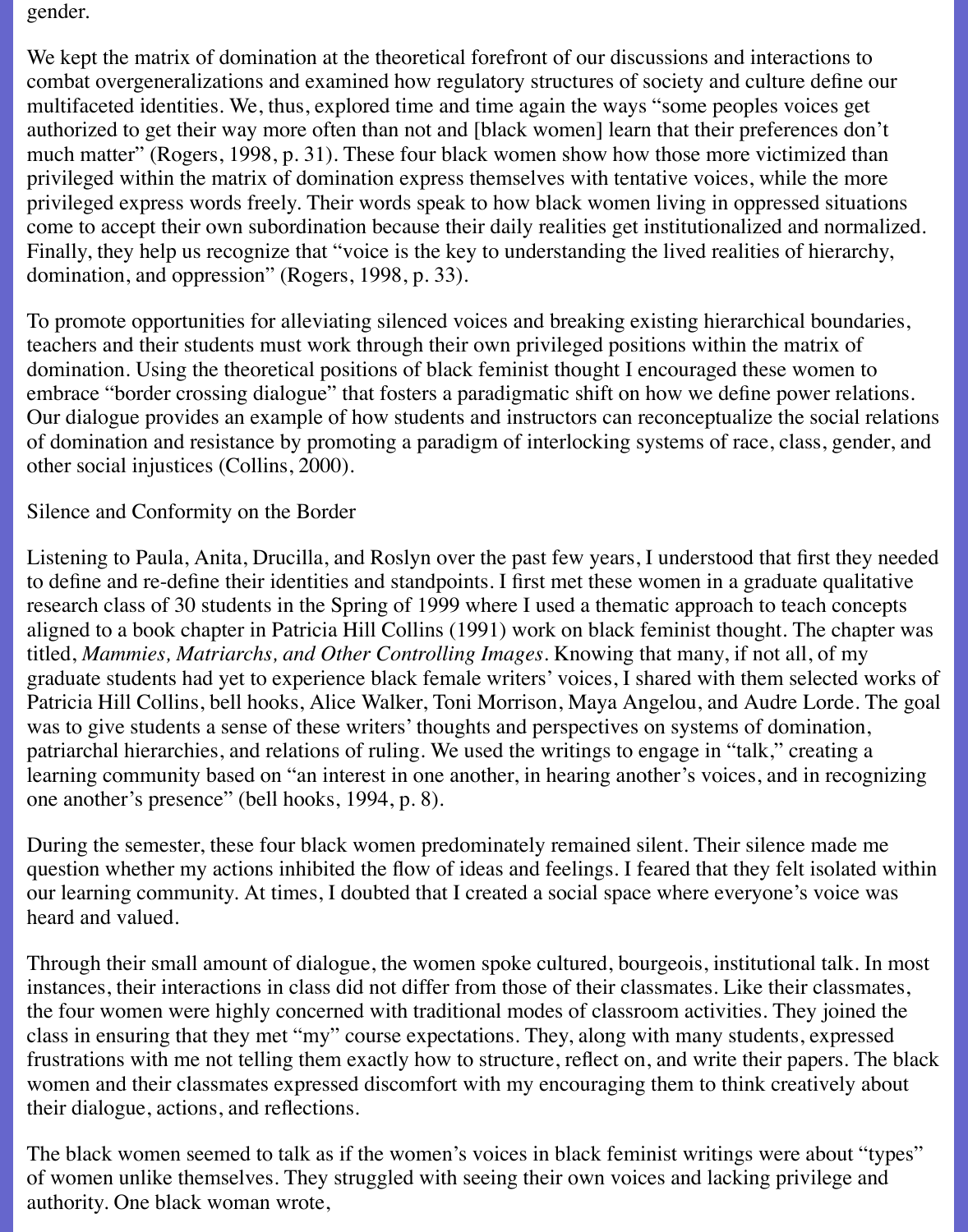gender.

We kept the matrix of domination at the theoretical forefront of our discussions and interactions to combat overgeneralizations and examined how regulatory structures of society and culture define our multifaceted identities. We, thus, explored time and time again the ways "some peoples voices get authorized to get their way more often than not and [black women] learn that their preferences don't much matter" (Rogers, 1998, p. 31). These four black women show how those more victimized than privileged within the matrix of domination express themselves with tentative voices, while the more privileged express words freely. Their words speak to how black women living in oppressed situations come to accept their own subordination because their daily realities get institutionalized and normalized. Finally, they help us recognize that "voice is the key to understanding the lived realities of hierarchy, domination, and oppression" (Rogers, 1998, p. 33).

To promote opportunities for alleviating silenced voices and breaking existing hierarchical boundaries, teachers and their students must work through their own privileged positions within the matrix of domination. Using the theoretical positions of black feminist thought I encouraged these women to embrace "border crossing dialogue" that fosters a paradigmatic shift on how we define power relations. Our dialogue provides an example of how students and instructors can reconceptualize the social relations of domination and resistance by promoting a paradigm of interlocking systems of race, class, gender, and other social injustices (Collins, 2000).

Silence and Conformity on the Border

Listening to Paula, Anita, Drucilla, and Roslyn over the past few years, I understood that first they needed to define and re-define their identities and standpoints. I first met these women in a graduate qualitative research class of 30 students in the Spring of 1999 where I used a thematic approach to teach concepts aligned to a book chapter in Patricia Hill Collins (1991) work on black feminist thought. The chapter was titled, *Mammies, Matriarchs, and Other Controlling Images*. Knowing that many, if not all, of my graduate students had yet to experience black female writers' voices, I shared with them selected works of Patricia Hill Collins, bell hooks, Alice Walker, Toni Morrison, Maya Angelou, and Audre Lorde. The goal was to give students a sense of these writers' thoughts and perspectives on systems of domination, patriarchal hierarchies, and relations of ruling. We used the writings to engage in "talk," creating a learning community based on "an interest in one another, in hearing another's voices, and in recognizing one another's presence" (bell hooks, 1994, p. 8).

During the semester, these four black women predominately remained silent. Their silence made me question whether my actions inhibited the flow of ideas and feelings. I feared that they felt isolated within our learning community. At times, I doubted that I created a social space where everyone's voice was heard and valued.

Through their small amount of dialogue, the women spoke cultured, bourgeois, institutional talk. In most instances, their interactions in class did not differ from those of their classmates. Like their classmates, the four women were highly concerned with traditional modes of classroom activities. They joined the class in ensuring that they met "my" course expectations. They, along with many students, expressed frustrations with me not telling them exactly how to structure, reflect on, and write their papers. The black women and their classmates expressed discomfort with my encouraging them to think creatively about their dialogue, actions, and reflections.

The black women seemed to talk as if the women's voices in black feminist writings were about "types" of women unlike themselves. They struggled with seeing their own voices and lacking privilege and authority. One black woman wrote,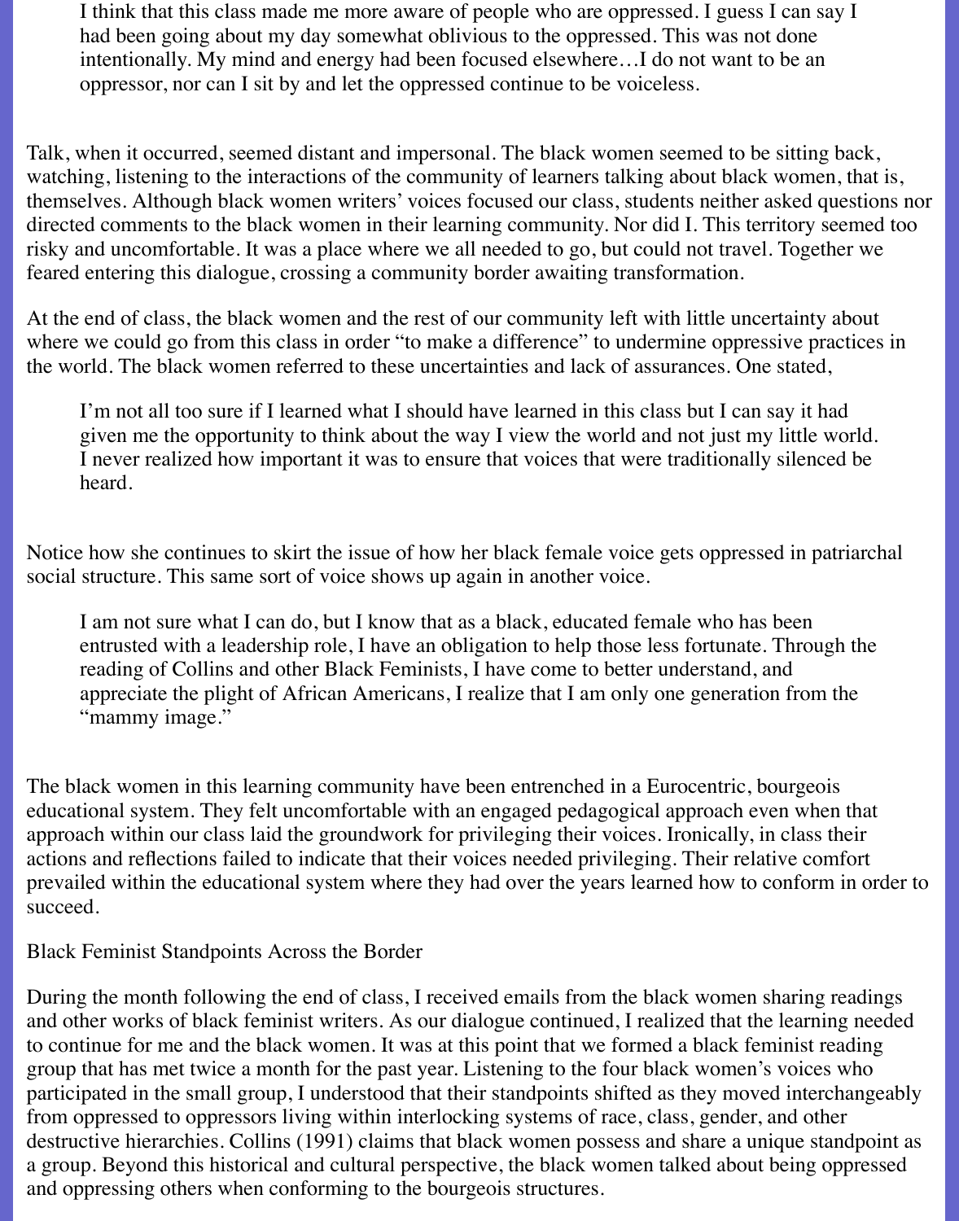> I think that this class made me more aware of people who are oppressed. I guess I can say I had been going about my day somewhat oblivious to the oppressed. This was not done intentionally. My mind and energy had been focused elsewhere…I do not want to be an oppressor, nor can I sit by and let the oppressed continue to be voiceless.

Talk, when it occurred, seemed distant and impersonal. The black women seemed to be sitting back, watching, listening to the interactions of the community of learners talking about black women, that is, themselves. Although black women writers' voices focused our class, students neither asked questions nor directed comments to the black women in their learning community. Nor did I. This territory seemed too risky and uncomfortable. It was a place where we all needed to go, but could not travel. Together we feared entering this dialogue, crossing a community border awaiting transformation.

At the end of class, the black women and the rest of our community left with little uncertainty about where we could go from this class in order "to make a difference" to undermine oppressive practices in the world. The black women referred to these uncertainties and lack of assurances. One stated,

> I'm not all too sure if I learned what I should have learned in this class but I can say it had given me the opportunity to think about the way I view the world and not just my little world. I never realized how important it was to ensure that voices that were traditionally silenced be heard.

Notice how she continues to skirt the issue of how her black female voice gets oppressed in patriarchal social structure. This same sort of voice shows up again in another voice.

> I am not sure what I can do, but I know that as a black, educated female who has been entrusted with a leadership role, I have an obligation to help those less fortunate. Through the reading of Collins and other Black Feminists, I have come to better understand, and appreciate the plight of African Americans, I realize that I am only one generation from the "mammy image."

The black women in this learning community have been entrenched in a Eurocentric, bourgeois educational system. They felt uncomfortable with an engaged pedagogical approach even when that approach within our class laid the groundwork for privileging their voices. Ironically, in class their actions and reflections failed to indicate that their voices needed privileging. Their relative comfort prevailed within the educational system where they had over the years learned how to conform in order to succeed.

## Black Feminist Standpoints Across the Border

During the month following the end of class, I received emails from the black women sharing readings and other works of black feminist writers. As our dialogue continued, I realized that the learning needed to continue for me and the black women. It was at this point that we formed a black feminist reading group that has met twice a month for the past year. Listening to the four black women's voices who participated in the small group, I understood that their standpoints shifted as they moved interchangeably from oppressed to oppressors living within interlocking systems of race, class, gender, and other destructive hierarchies. Collins (1991) claims that black women possess and share a unique standpoint as a group. Beyond this historical and cultural perspective, the black women talked about being oppressed and oppressing others when conforming to the bourgeois structures.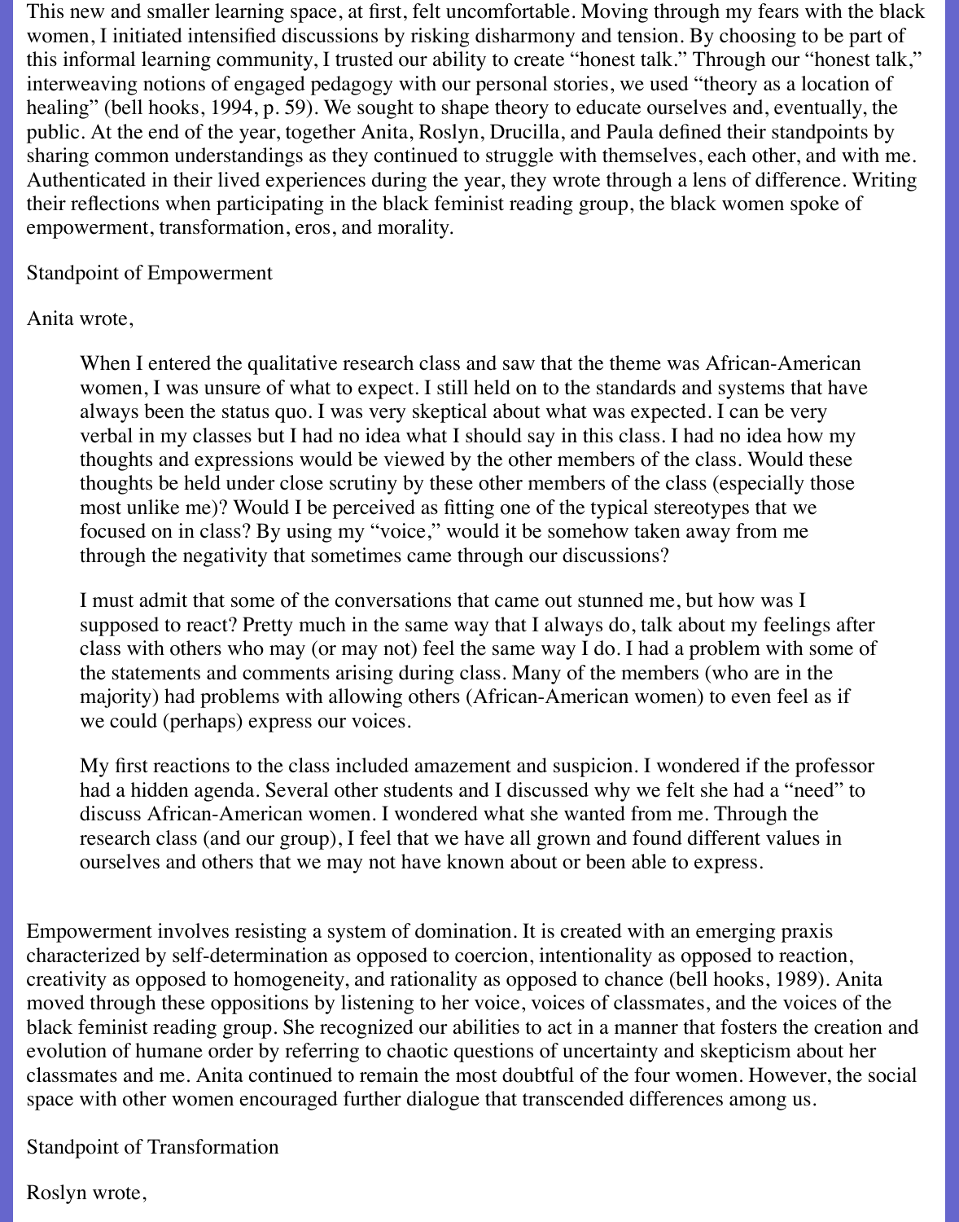This new and smaller learning space, at first, felt uncomfortable. Moving through my fears with the black women, I initiated intensified discussions by risking disharmony and tension. By choosing to be part of this informal learning community, I trusted our ability to create "honest talk." Through our "honest talk," interweaving notions of engaged pedagogy with our personal stories, we used "theory as a location of healing" (bell hooks, 1994, p. 59). We sought to shape theory to educate ourselves and, eventually, the public. At the end of the year, together Anita, Roslyn, Drucilla, and Paula defined their standpoints by sharing common understandings as they continued to struggle with themselves, each other, and with me. Authenticated in their lived experiences during the year, they wrote through a lens of difference. Writing their reflections when participating in the black feminist reading group, the black women spoke of empowerment, transformation, eros, and morality.

## Standpoint of Empowerment

Anita wrote,

> When I entered the qualitative research class and saw that the theme was African-American women, I was unsure of what to expect. I still held on to the standards and systems that have always been the status quo. I was very skeptical about what was expected. I can be very verbal in my classes but I had no idea what I should say in this class. I had no idea how my thoughts and expressions would be viewed by the other members of the class. Would these thoughts be held under close scrutiny by these other members of the class (especially those most unlike me)? Would I be perceived as fitting one of the typical stereotypes that we focused on in class? By using my "voice," would it be somehow taken away from me through the negativity that sometimes came through our discussions?
>
> I must admit that some of the conversations that came out stunned me, but how was I supposed to react? Pretty much in the same way that I always do, talk about my feelings after class with others who may (or may not) feel the same way I do. I had a problem with some of the statements and comments arising during class. Many of the members (who are in the majority) had problems with allowing others (African-American women) to even feel as if we could (perhaps) express our voices.
>
> My first reactions to the class included amazement and suspicion. I wondered if the professor had a hidden agenda. Several other students and I discussed why we felt she had a "need" to discuss African-American women. I wondered what she wanted from me. Through the research class (and our group), I feel that we have all grown and found different values in ourselves and others that we may not have known about or been able to express.

Empowerment involves resisting a system of domination. It is created with an emerging praxis characterized by self-determination as opposed to coercion, intentionality as opposed to reaction, creativity as opposed to homogeneity, and rationality as opposed to chance (bell hooks, 1989). Anita moved through these oppositions by listening to her voice, voices of classmates, and the voices of the black feminist reading group. She recognized our abilities to act in a manner that fosters the creation and evolution of humane order by referring to chaotic questions of uncertainty and skepticism about her classmates and me. Anita continued to remain the most doubtful of the four women. However, the social space with other women encouraged further dialogue that transcended differences among us.

## Standpoint of Transformation

Roslyn wrote,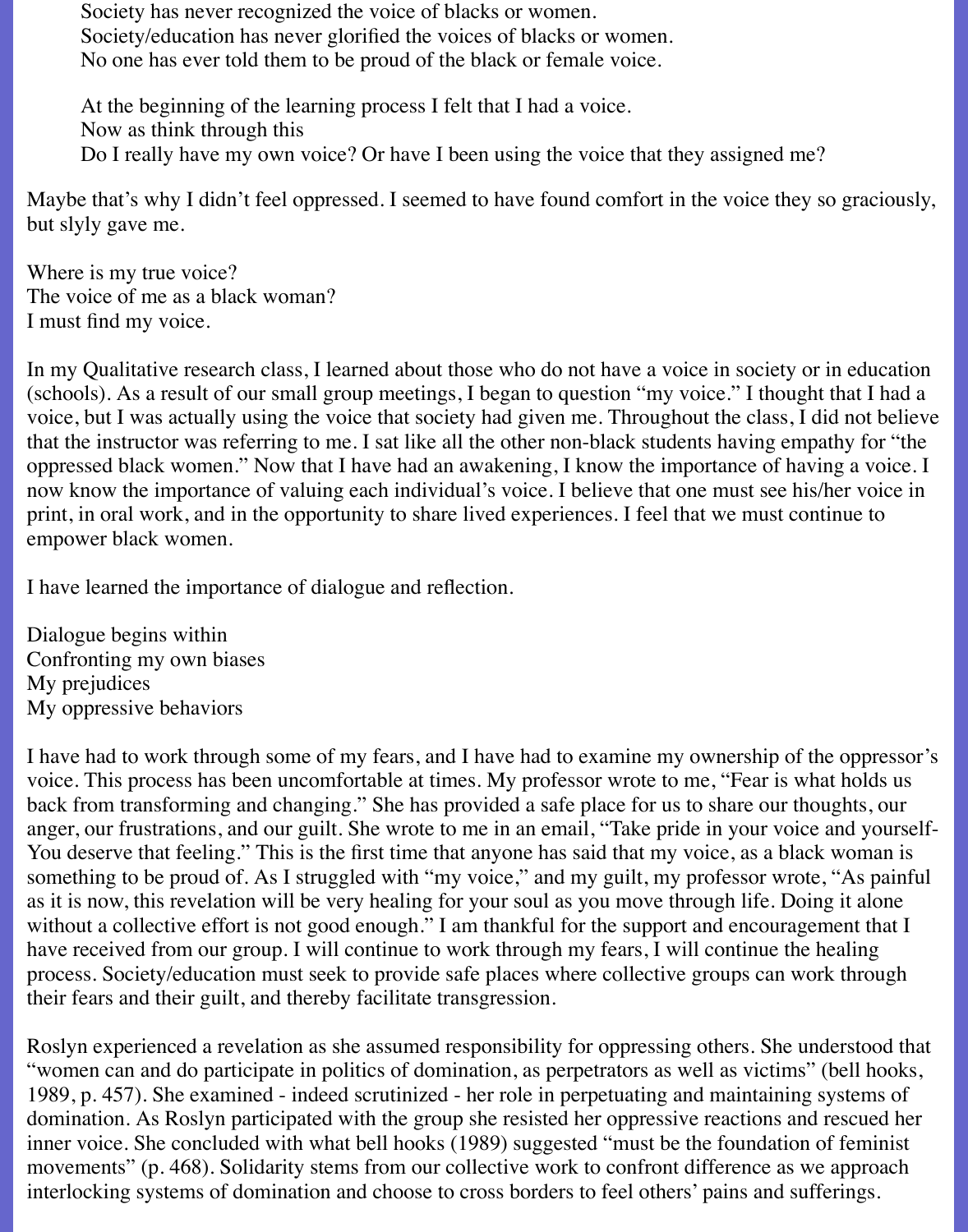Society has never recognized the voice of blacks or women.
Society/education has never glorified the voices of blacks or women.
No one has ever told them to be proud of the black or female voice.

At the beginning of the learning process I felt that I had a voice.
Now as think through this
Do I really have my own voice? Or have I been using the voice that they assigned me?

Maybe that's why I didn't feel oppressed. I seemed to have found comfort in the voice they so graciously, but slyly gave me.

Where is my true voice?
The voice of me as a black woman?
I must find my voice.

In my Qualitative research class, I learned about those who do not have a voice in society or in education (schools). As a result of our small group meetings, I began to question "my voice." I thought that I had a voice, but I was actually using the voice that society had given me. Throughout the class, I did not believe that the instructor was referring to me. I sat like all the other non-black students having empathy for "the oppressed black women." Now that I have had an awakening, I know the importance of having a voice. I now know the importance of valuing each individual's voice. I believe that one must see his/her voice in print, in oral work, and in the opportunity to share lived experiences. I feel that we must continue to empower black women.

I have learned the importance of dialogue and reflection.

Dialogue begins within
Confronting my own biases
My prejudices
My oppressive behaviors

I have had to work through some of my fears, and I have had to examine my ownership of the oppressor's voice. This process has been uncomfortable at times. My professor wrote to me, "Fear is what holds us back from transforming and changing." She has provided a safe place for us to share our thoughts, our anger, our frustrations, and our guilt. She wrote to me in an email, "Take pride in your voice and yourself- You deserve that feeling." This is the first time that anyone has said that my voice, as a black woman is something to be proud of. As I struggled with "my voice," and my guilt, my professor wrote, "As painful as it is now, this revelation will be very healing for your soul as you move through life. Doing it alone without a collective effort is not good enough." I am thankful for the support and encouragement that I have received from our group. I will continue to work through my fears, I will continue the healing process. Society/education must seek to provide safe places where collective groups can work through their fears and their guilt, and thereby facilitate transgression.

Roslyn experienced a revelation as she assumed responsibility for oppressing others. She understood that "women can and do participate in politics of domination, as perpetrators as well as victims" (bell hooks, 1989, p. 457). She examined - indeed scrutinized - her role in perpetuating and maintaining systems of domination. As Roslyn participated with the group she resisted her oppressive reactions and rescued her inner voice. She concluded with what bell hooks (1989) suggested "must be the foundation of feminist movements" (p. 468). Solidarity stems from our collective work to confront difference as we approach interlocking systems of domination and choose to cross borders to feel others' pains and sufferings.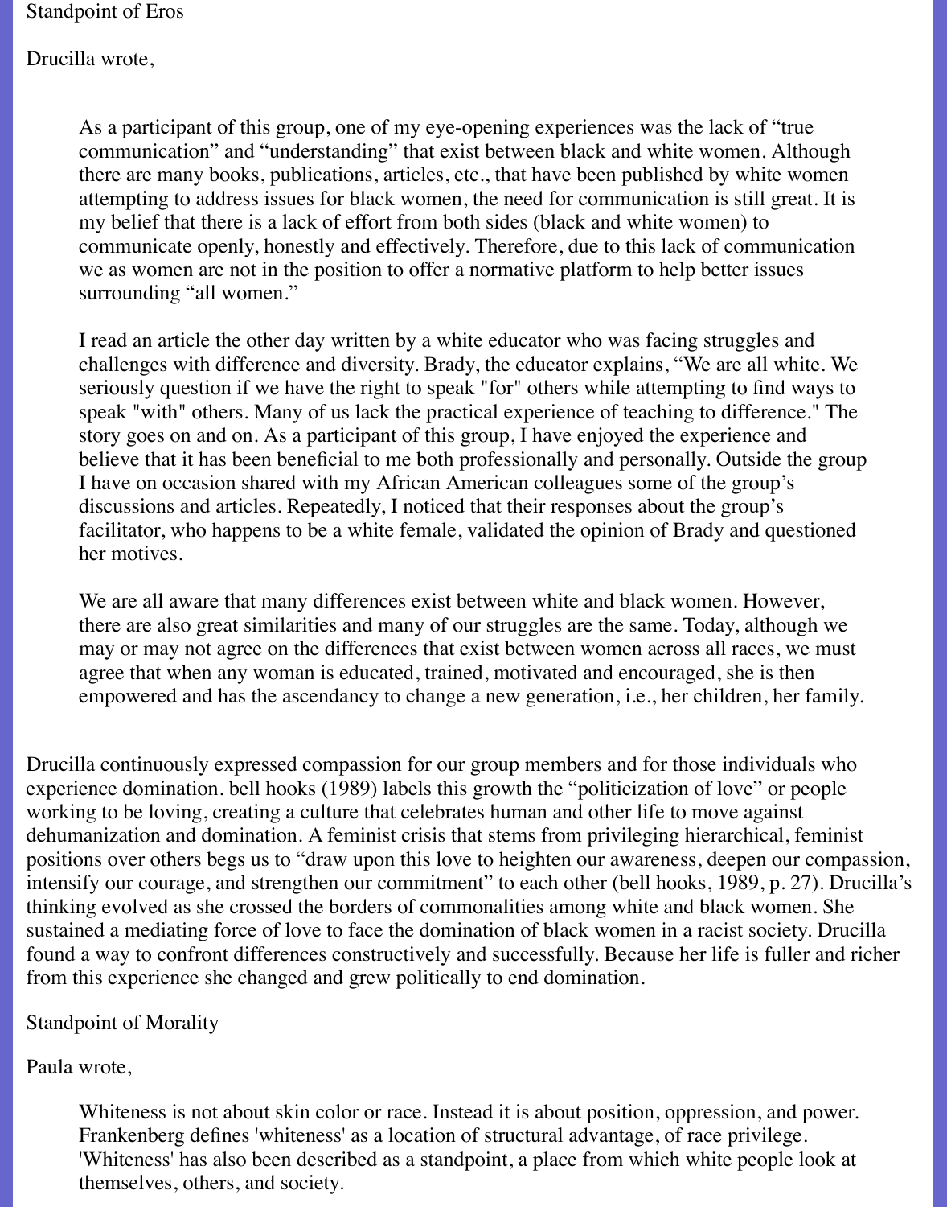Standpoint of Eros

Drucilla wrote,

> As a participant of this group, one of my eye-opening experiences was the lack of "true communication" and "understanding" that exist between black and white women. Although there are many books, publications, articles, etc., that have been published by white women attempting to address issues for black women, the need for communication is still great. It is my belief that there is a lack of effort from both sides (black and white women) to communicate openly, honestly and effectively. Therefore, due to this lack of communication we as women are not in the position to offer a normative platform to help better issues surrounding "all women."
>
> I read an article the other day written by a white educator who was facing struggles and challenges with difference and diversity. Brady, the educator explains, "We are all white. We seriously question if we have the right to speak "for" others while attempting to find ways to speak "with" others. Many of us lack the practical experience of teaching to difference." The story goes on and on. As a participant of this group, I have enjoyed the experience and believe that it has been beneficial to me both professionally and personally. Outside the group I have on occasion shared with my African American colleagues some of the group's discussions and articles. Repeatedly, I noticed that their responses about the group's facilitator, who happens to be a white female, validated the opinion of Brady and questioned her motives.
>
> We are all aware that many differences exist between white and black women. However, there are also great similarities and many of our struggles are the same. Today, although we may or may not agree on the differences that exist between women across all races, we must agree that when any woman is educated, trained, motivated and encouraged, she is then empowered and has the ascendancy to change a new generation, i.e., her children, her family.

Drucilla continuously expressed compassion for our group members and for those individuals who experience domination. bell hooks (1989) labels this growth the "politicization of love" or people working to be loving, creating a culture that celebrates human and other life to move against dehumanization and domination. A feminist crisis that stems from privileging hierarchical, feminist positions over others begs us to "draw upon this love to heighten our awareness, deepen our compassion, intensify our courage, and strengthen our commitment" to each other (bell hooks, 1989, p. 27). Drucilla's thinking evolved as she crossed the borders of commonalities among white and black women. She sustained a mediating force of love to face the domination of black women in a racist society. Drucilla found a way to confront differences constructively and successfully. Because her life is fuller and richer from this experience she changed and grew politically to end domination.

Standpoint of Morality

Paula wrote,

> Whiteness is not about skin color or race. Instead it is about position, oppression, and power. Frankenberg defines 'whiteness' as a location of structural advantage, of race privilege. 'Whiteness' has also been described as a standpoint, a place from which white people look at themselves, others, and society.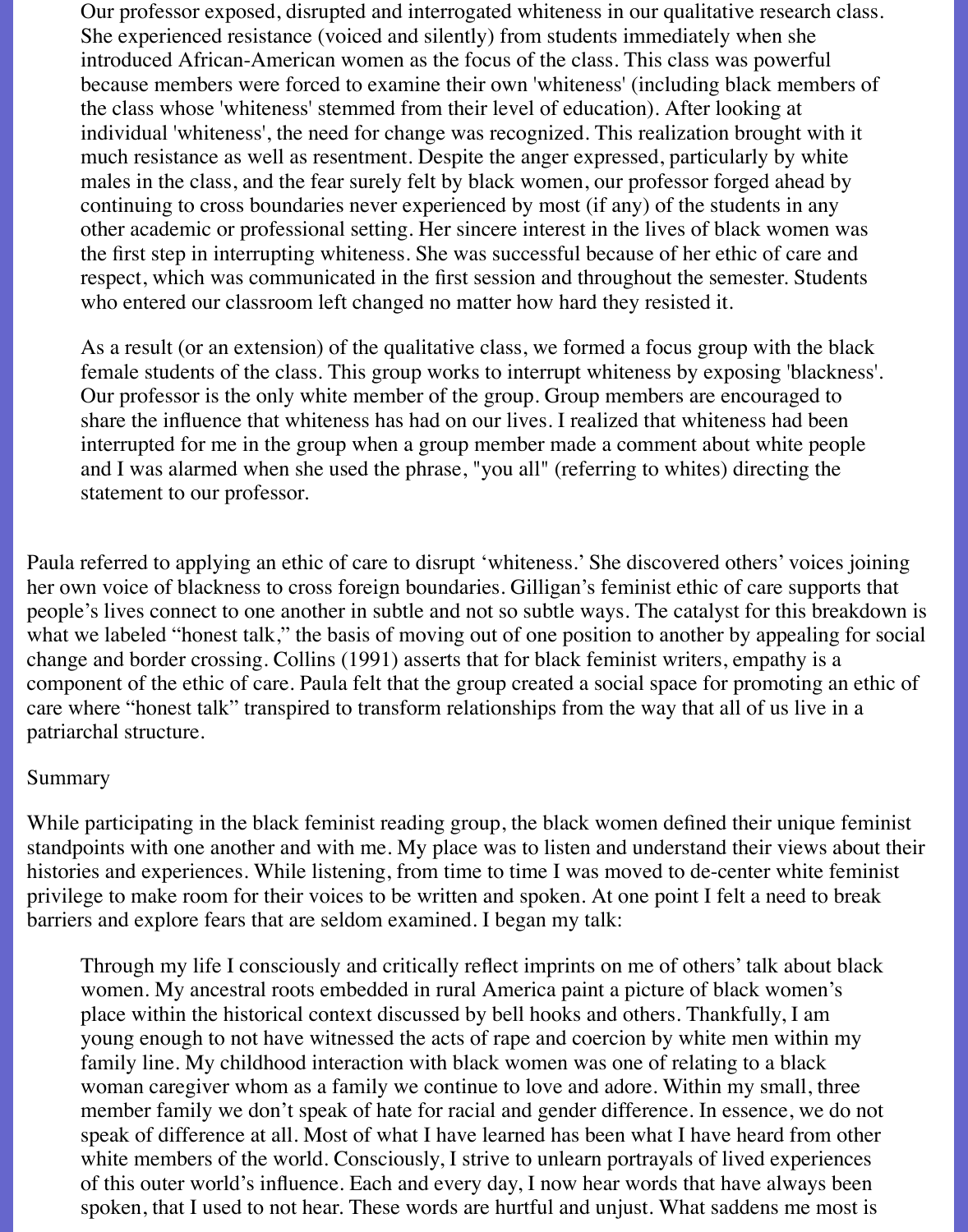> Our professor exposed, disrupted and interrogated whiteness in our qualitative research class. She experienced resistance (voiced and silently) from students immediately when she introduced African-American women as the focus of the class. This class was powerful because members were forced to examine their own 'whiteness' (including black members of the class whose 'whiteness' stemmed from their level of education). After looking at individual 'whiteness', the need for change was recognized. This realization brought with it much resistance as well as resentment. Despite the anger expressed, particularly by white males in the class, and the fear surely felt by black women, our professor forged ahead by continuing to cross boundaries never experienced by most (if any) of the students in any other academic or professional setting. Her sincere interest in the lives of black women was the first step in interrupting whiteness. She was successful because of her ethic of care and respect, which was communicated in the first session and throughout the semester. Students who entered our classroom left changed no matter how hard they resisted it.
>
> As a result (or an extension) of the qualitative class, we formed a focus group with the black female students of the class. This group works to interrupt whiteness by exposing 'blackness'. Our professor is the only white member of the group. Group members are encouraged to share the influence that whiteness has had on our lives. I realized that whiteness had been interrupted for me in the group when a group member made a comment about white people and I was alarmed when she used the phrase, "you all" (referring to whites) directing the statement to our professor.

Paula referred to applying an ethic of care to disrupt 'whiteness.' She discovered others' voices joining her own voice of blackness to cross foreign boundaries. Gilligan's feminist ethic of care supports that people's lives connect to one another in subtle and not so subtle ways. The catalyst for this breakdown is what we labeled "honest talk," the basis of moving out of one position to another by appealing for social change and border crossing. Collins (1991) asserts that for black feminist writers, empathy is a component of the ethic of care. Paula felt that the group created a social space for promoting an ethic of care where "honest talk" transpired to transform relationships from the way that all of us live in a patriarchal structure.

Summary

While participating in the black feminist reading group, the black women defined their unique feminist standpoints with one another and with me. My place was to listen and understand their views about their histories and experiences. While listening, from time to time I was moved to de-center white feminist privilege to make room for their voices to be written and spoken. At one point I felt a need to break barriers and explore fears that are seldom examined. I began my talk:

> Through my life I consciously and critically reflect imprints on me of others' talk about black women. My ancestral roots embedded in rural America paint a picture of black women's place within the historical context discussed by bell hooks and others. Thankfully, I am young enough to not have witnessed the acts of rape and coercion by white men within my family line. My childhood interaction with black women was one of relating to a black woman caregiver whom as a family we continue to love and adore. Within my small, three member family we don't speak of hate for racial and gender difference. In essence, we do not speak of difference at all. Most of what I have learned has been what I have heard from other white members of the world. Consciously, I strive to unlearn portrayals of lived experiences of this outer world's influence. Each and every day, I now hear words that have always been spoken, that I used to not hear. These words are hurtful and unjust. What saddens me most is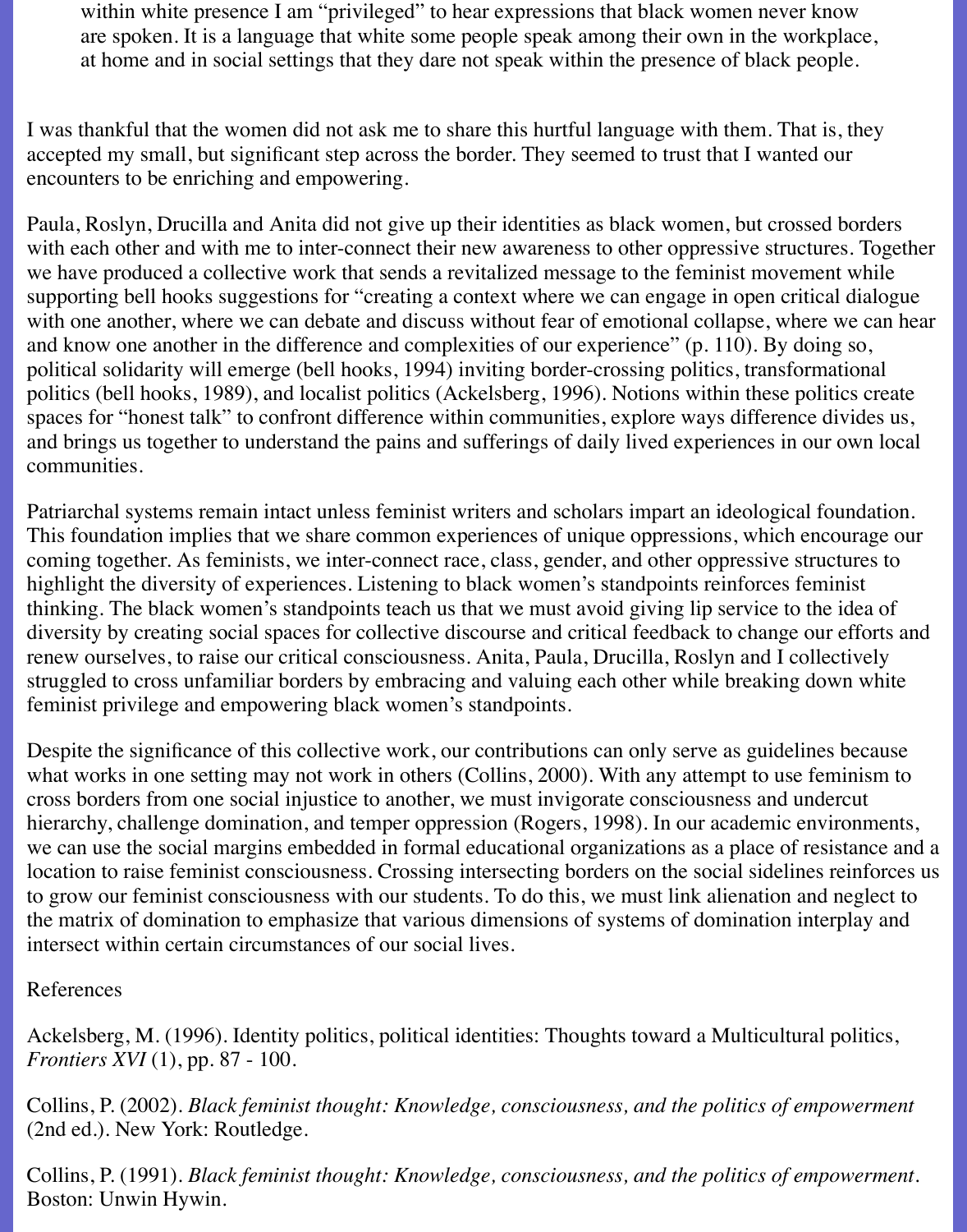> within white presence I am "privileged" to hear expressions that black women never know are spoken. It is a language that white some people speak among their own in the workplace, at home and in social settings that they dare not speak within the presence of black people.

I was thankful that the women did not ask me to share this hurtful language with them. That is, they accepted my small, but significant step across the border. They seemed to trust that I wanted our encounters to be enriching and empowering.

Paula, Roslyn, Drucilla and Anita did not give up their identities as black women, but crossed borders with each other and with me to inter-connect their new awareness to other oppressive structures. Together we have produced a collective work that sends a revitalized message to the feminist movement while supporting bell hooks suggestions for "creating a context where we can engage in open critical dialogue with one another, where we can debate and discuss without fear of emotional collapse, where we can hear and know one another in the difference and complexities of our experience" (p. 110). By doing so, political solidarity will emerge (bell hooks, 1994) inviting border-crossing politics, transformational politics (bell hooks, 1989), and localist politics (Ackelsberg, 1996). Notions within these politics create spaces for "honest talk" to confront difference within communities, explore ways difference divides us, and brings us together to understand the pains and sufferings of daily lived experiences in our own local communities.

Patriarchal systems remain intact unless feminist writers and scholars impart an ideological foundation. This foundation implies that we share common experiences of unique oppressions, which encourage our coming together. As feminists, we inter-connect race, class, gender, and other oppressive structures to highlight the diversity of experiences. Listening to black women's standpoints reinforces feminist thinking. The black women's standpoints teach us that we must avoid giving lip service to the idea of diversity by creating social spaces for collective discourse and critical feedback to change our efforts and renew ourselves, to raise our critical consciousness. Anita, Paula, Drucilla, Roslyn and I collectively struggled to cross unfamiliar borders by embracing and valuing each other while breaking down white feminist privilege and empowering black women's standpoints.

Despite the significance of this collective work, our contributions can only serve as guidelines because what works in one setting may not work in others (Collins, 2000). With any attempt to use feminism to cross borders from one social injustice to another, we must invigorate consciousness and undercut hierarchy, challenge domination, and temper oppression (Rogers, 1998). In our academic environments, we can use the social margins embedded in formal educational organizations as a place of resistance and a location to raise feminist consciousness. Crossing intersecting borders on the social sidelines reinforces us to grow our feminist consciousness with our students. To do this, we must link alienation and neglect to the matrix of domination to emphasize that various dimensions of systems of domination interplay and intersect within certain circumstances of our social lives.

References

Ackelsberg, M. (1996). Identity politics, political identities: Thoughts toward a Multicultural politics, *Frontiers XVI* (1), pp. 87 - 100.

Collins, P. (2002). *Black feminist thought: Knowledge, consciousness, and the politics of empowerment* (2nd ed.). New York: Routledge.

Collins, P. (1991). *Black feminist thought: Knowledge, consciousness, and the politics of empowerment*. Boston: Unwin Hywin.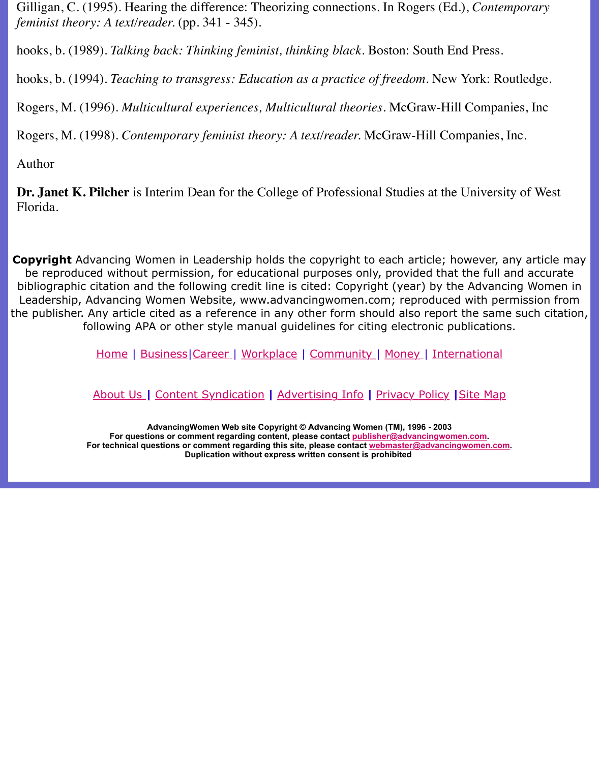Gilligan, C. (1995). Hearing the difference: Theorizing connections. In Rogers (Ed.), *Contemporary feminist theory: A text/reader.* (pp. 341 - 345).

hooks, b. (1989). *Talking back: Thinking feminist, thinking black*. Boston: South End Press.

hooks, b. (1994). *Teaching to transgress: Education as a practice of freedom*. New York: Routledge.

Rogers, M. (1996). *Multicultural experiences, Multicultural theories*. McGraw-Hill Companies, Inc

Rogers, M. (1998). *Contemporary feminist theory: A text/reader.* McGraw-Hill Companies, Inc.

Author

**Dr. Janet K. Pilcher** is Interim Dean for the College of Professional Studies at the University of West Florida.

**Copyright** Advancing Women in Leadership holds the copyright to each article; however, any article may be reproduced without permission, for educational purposes only, provided that the full and accurate bibliographic citation and the following credit line is cited: Copyright (year) by the Advancing Women in Leadership, Advancing Women Website, www.advancingwomen.com; reproduced with permission from the publisher. Any article cited as a reference in any other form should also report the same such citation, following APA or other style manual guidelines for citing electronic publications.

Home | Business|Career | Workplace | Community | Money | International

About Us | Content Syndication | Advertising Info | Privacy Policy |Site Map

**AdvancingWomen Web site Copyright © Advancing Women (TM), 1996 - 2003**
**For questions or comment regarding content, please contact publisher@advancingwomen.com.**
**For technical questions or comment regarding this site, please contact webmaster@advancingwomen.com.**
**Duplication without express written consent is prohibited**